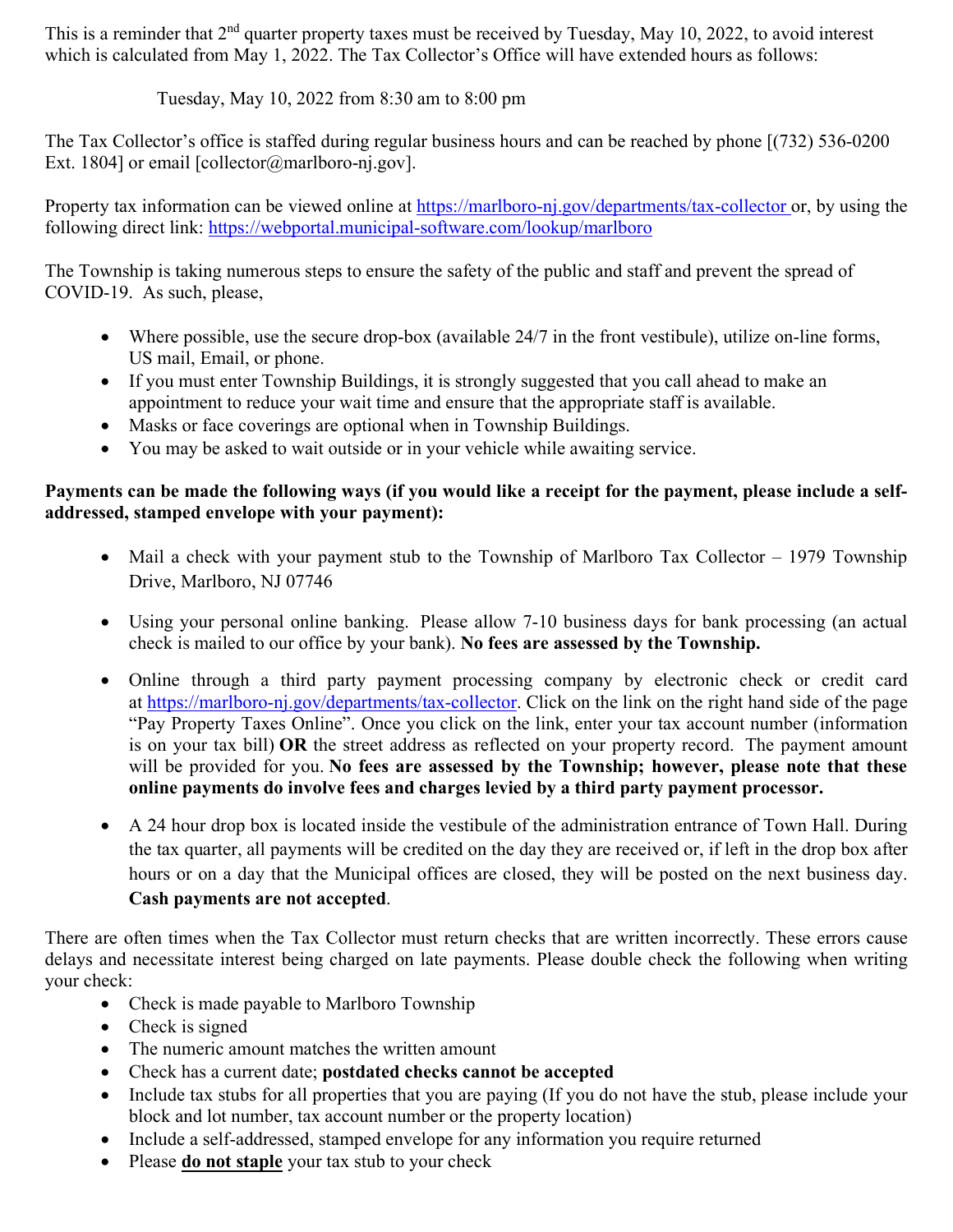This is a reminder that 2nd quarter property taxes must be received by Tuesday, May 10, 2022, to avoid interest which is calculated from May 1, 2022. The Tax Collector's Office will have extended hours as follows:

Tuesday, May 10, 2022 from 8:30 am to 8:00 pm

The Tax Collector's office is staffed during regular business hours and can be reached by phone [(732) 536-0200 Ext. 1804] or email [collector@marlboro-nj.gov].

Property tax information can be viewed online at https://marlboro-nj.gov/departments/tax-collector or, by using the following direct link: https://webportal.municipal-software.com/lookup/marlboro

The Township is taking numerous steps to ensure the safety of the public and staff and prevent the spread of COVID-19. As such, please,

- Where possible, use the secure drop-box (available 24/7 in the front vestibule), utilize on-line forms, US mail, Email, or phone.
- If you must enter Township Buildings, it is strongly suggested that you call ahead to make an appointment to reduce your wait time and ensure that the appropriate staff is available.
- Masks or face coverings are optional when in Township Buildings.
- You may be asked to wait outside or in your vehicle while awaiting service.

**Payments can be made the following ways (if you would like a receipt for the payment, please include a self-addressed, stamped envelope with your payment):**

- Mail a check with your payment stub to the Township of Marlboro Tax Collector – 1979 Township Drive, Marlboro, NJ 07746
- Using your personal online banking. Please allow 7-10 business days for bank processing (an actual check is mailed to our office by your bank). **No fees are assessed by the Township.**
- Online through a third party payment processing company by electronic check or credit card at https://marlboro-nj.gov/departments/tax-collector. Click on the link on the right hand side of the page "Pay Property Taxes Online". Once you click on the link, enter your tax account number (information is on your tax bill) **OR** the street address as reflected on your property record. The payment amount will be provided for you. **No fees are assessed by the Township; however, please note that these online payments do involve fees and charges levied by a third party payment processor.**
- A 24 hour drop box is located inside the vestibule of the administration entrance of Town Hall. During the tax quarter, all payments will be credited on the day they are received or, if left in the drop box after hours or on a day that the Municipal offices are closed, they will be posted on the next business day. **Cash payments are not accepted**.

There are often times when the Tax Collector must return checks that are written incorrectly. These errors cause delays and necessitate interest being charged on late payments. Please double check the following when writing your check:

- Check is made payable to Marlboro Township
- Check is signed
- The numeric amount matches the written amount
- Check has a current date; **postdated checks cannot be accepted**
- Include tax stubs for all properties that you are paying (If you do not have the stub, please include your block and lot number, tax account number or the property location)
- Include a self-addressed, stamped envelope for any information you require returned
- Please **do not staple** your tax stub to your check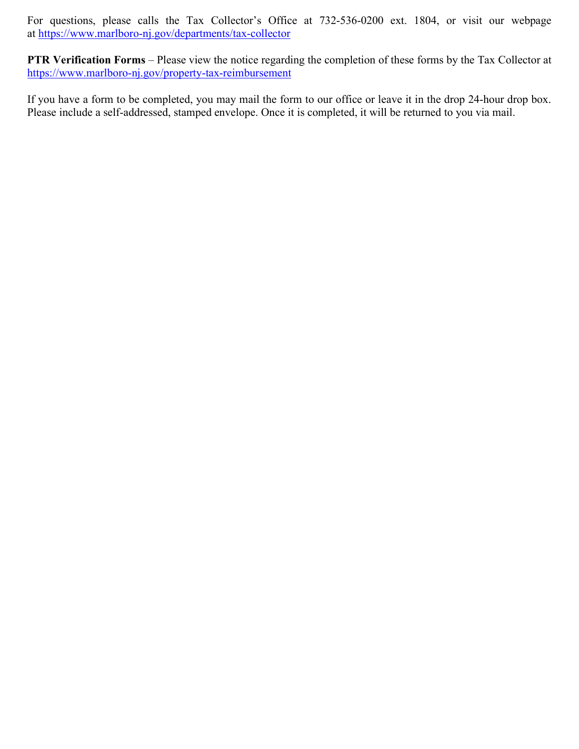For questions, please calls the Tax Collector's Office at 732-536-0200 ext. 1804, or visit our webpage at https://www.marlboro-nj.gov/departments/tax-collector

**PTR Verification Forms** – Please view the notice regarding the completion of these forms by the Tax Collector at https://www.marlboro-nj.gov/property-tax-reimbursement

If you have a form to be completed, you may mail the form to our office or leave it in the drop 24-hour drop box. Please include a self-addressed, stamped envelope. Once it is completed, it will be returned to you via mail.